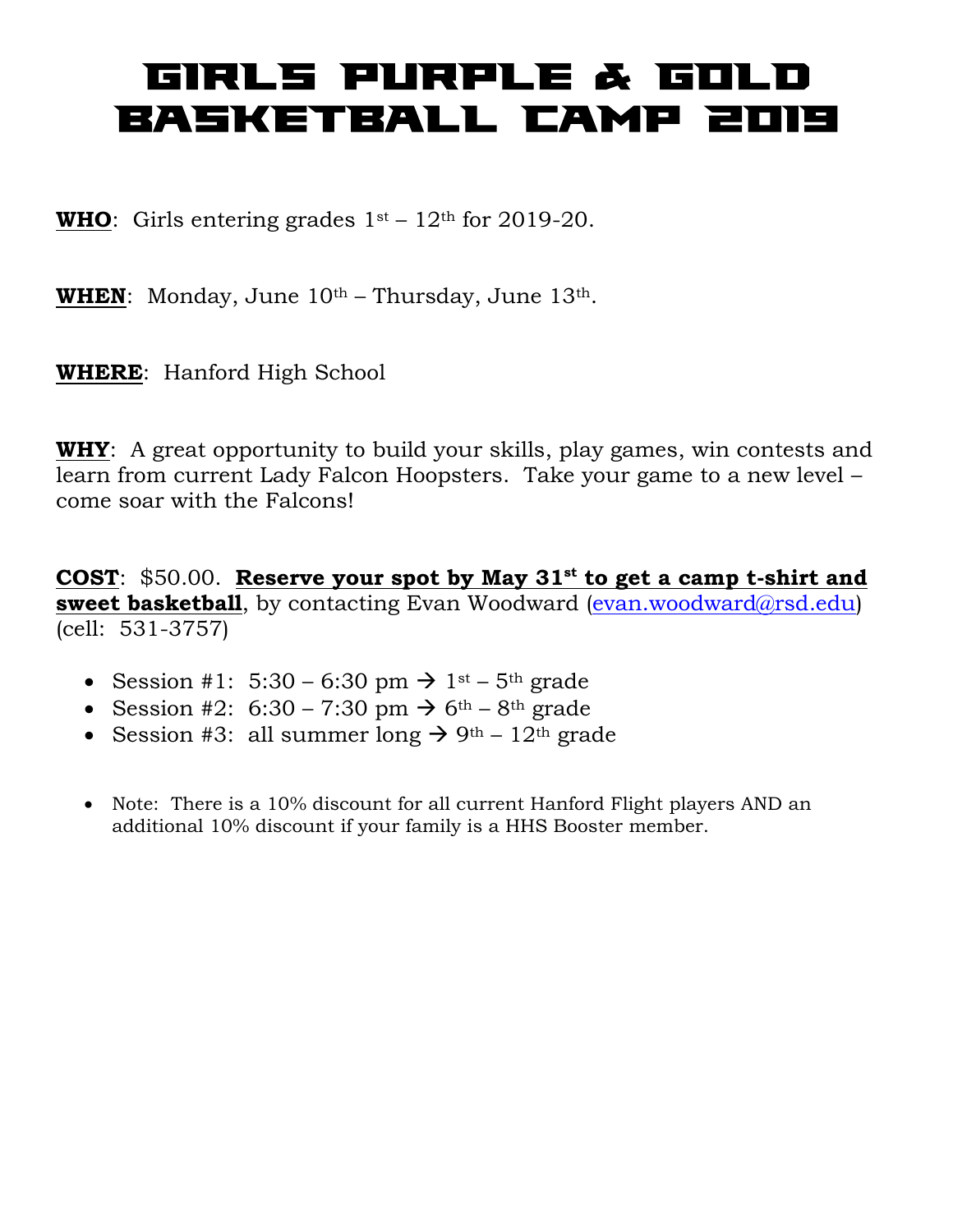# Girls Purple & Gold Basketball Camp 2019

**WHO**: Girls entering grades 1st – 12th for 2019-20.

**WHEN**: Monday, June 10th – Thursday, June 13th.

**WHERE**: Hanford High School

**WHY**: A great opportunity to build your skills, play games, win contests and learn from current Lady Falcon Hoopsters. Take your game to a new level – come soar with the Falcons!

**COST**: $50.00. **Reserve your spot by May 31st to get a camp t-shirt and sweet basketball**, by contacting Evan Woodward (evan.woodward@rsd.edu) (cell: 531-3757)

- Session #1: 5:30 – 6:30 pm → 1st – 5th grade
- Session #2: 6:30 – 7:30 pm → 6th – 8th grade
- Session #3: all summer long → 9th – 12th grade

- Note: There is a 10% discount for all current Hanford Flight players AND an additional 10% discount if your family is a HHS Booster member.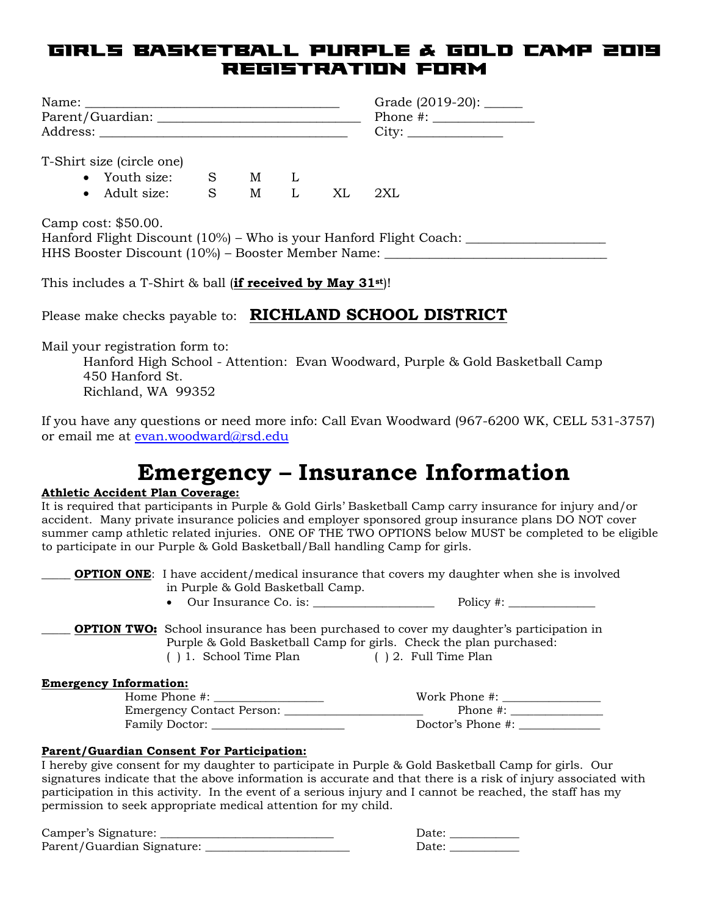# Girls Basketball Purple & Gold Camp 2019 Registration Form

Name: ______________________________________ Grade (2019-20): ______
Parent/Guardian: ______________________________ Phone #: _______________
Address: _____________________________________ City: ______________

T-Shirt size (circle one)

- Youth size: S M L
- Adult size: S M L XL 2XL

Camp cost: $50.00.
Hanford Flight Discount (10%) – Who is your Hanford Flight Coach: _____________________
HHS Booster Discount (10%) – Booster Member Name: _________________________________

This includes a T-Shirt & ball (**if received by May 31st**)!

Please make checks payable to: **RICHLAND SCHOOL DISTRICT**

Mail your registration form to:

Hanford High School - Attention: Evan Woodward, Purple & Gold Basketball Camp
450 Hanford St.
Richland, WA 99352

If you have any questions or need more info: Call Evan Woodward (967-6200 WK, CELL 531-3757) or email me at evan.woodward@rsd.edu

# Emergency – Insurance Information

**Athletic Accident Plan Coverage:**

It is required that participants in Purple & Gold Girls' Basketball Camp carry insurance for injury and/or accident. Many private insurance policies and employer sponsored group insurance plans DO NOT cover summer camp athletic related injuries. ONE OF THE TWO OPTIONS below MUST be completed to be eligible to participate in our Purple & Gold Basketball/Ball handling Camp for girls.

_____ **OPTION ONE**: I have accident/medical insurance that covers my daughter when she is involved in Purple & Gold Basketball Camp.

- Our Insurance Co. is: ____________________ Policy #: ______________

_____ **OPTION TWO:** School insurance has been purchased to cover my daughter's participation in Purple & Gold Basketball Camp for girls. Check the plan purchased:
( ) 1. School Time Plan ( ) 2. Full Time Plan

**Emergency Information:**

Home Phone #: __________________ Work Phone #: ________________
Emergency Contact Person: _______________________ Phone #: _______________
Family Doctor: ______________________ Doctor's Phone #: _____________

**Parent/Guardian Consent For Participation:**

I hereby give consent for my daughter to participate in Purple & Gold Basketball Camp for girls. Our signatures indicate that the above information is accurate and that there is a risk of injury associated with participation in this activity. In the event of a serious injury and I cannot be reached, the staff has my permission to seek appropriate medical attention for my child.

Camper's Signature: _____________________________ Date: ___________
Parent/Guardian Signature: ________________________ Date: ___________